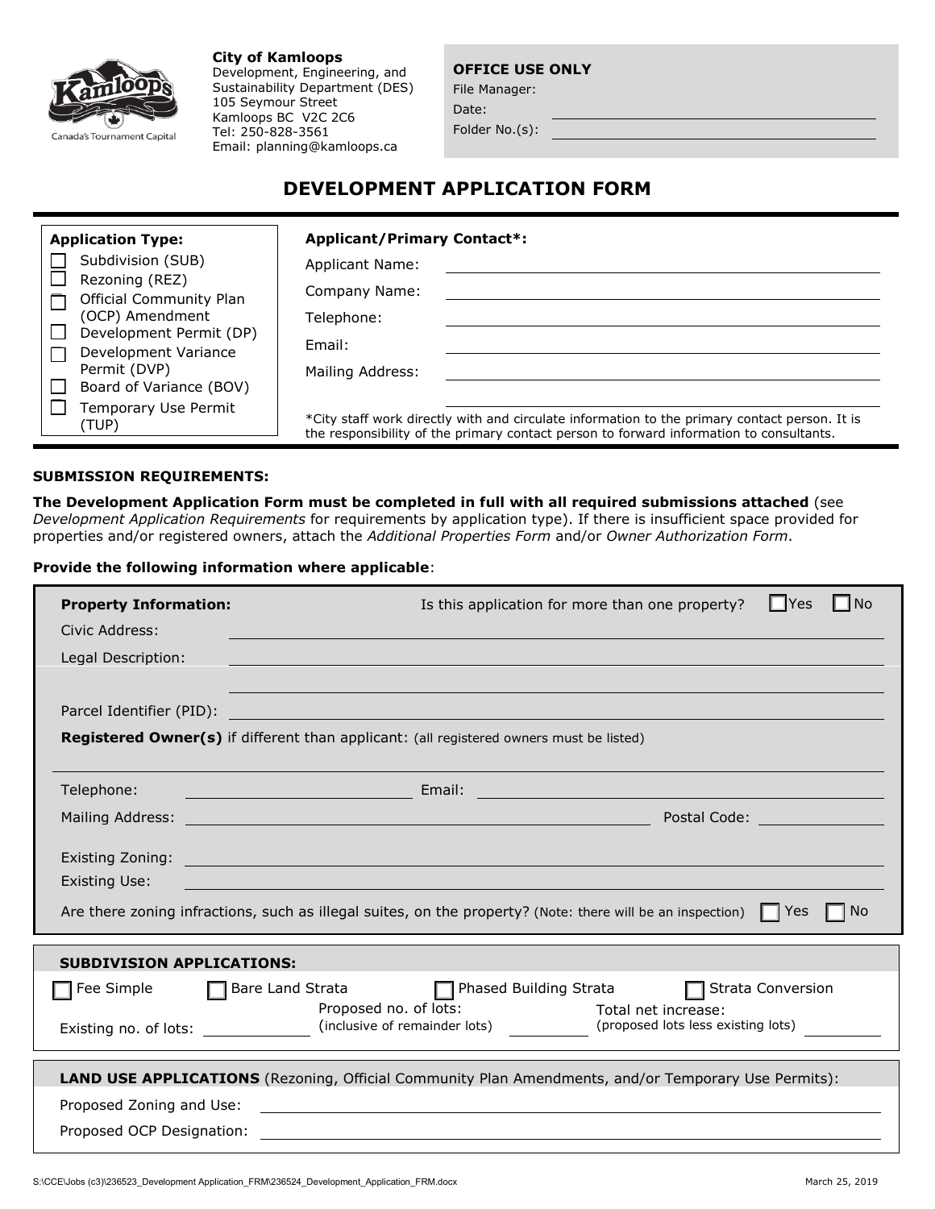**City of Kamloops**
Development, Engineering, and Sustainability Department (DES)
105 Seymour Street
Kamloops BC V2C 2C6
Tel: 250-828-3561
Email: planning@kamloops.ca

Canada's Tournament Capital

**OFFICE USE ONLY**
File Manager:
Date: \_\_\_\_\_\_\_\_\_\_
Folder No.(s): \_\_\_\_\_\_\_\_\_\_

# DEVELOPMENT APPLICATION FORM

**Application Type:**

- ☐ Subdivision (SUB)
- ☐ Rezoning (REZ)
- ☐ Official Community Plan (OCP) Amendment
- ☐ Development Permit (DP)
- ☐ Development Variance Permit (DVP)
- ☐ Board of Variance (BOV)
- ☐ Temporary Use Permit (TUP)

**Applicant/Primary Contact*:**

Applicant Name: \_\_\_\_\_\_\_\_\_\_

Company Name: \_\_\_\_\_\_\_\_\_\_

Telephone: \_\_\_\_\_\_\_\_\_\_

Email: \_\_\_\_\_\_\_\_\_\_

Mailing Address: \_\_\_\_\_\_\_\_\_\_

*City staff work directly with and circulate information to the primary contact person. It is the responsibility of the primary contact person to forward information to consultants.

**SUBMISSION REQUIREMENTS:**

**The Development Application Form must be completed in full with all required submissions attached** (see *Development Application Requirements* for requirements by application type). If there is insufficient space provided for properties and/or registered owners, attach the *Additional Properties Form* and/or *Owner Authorization Form*.

**Provide the following information where applicable**:

**Property Information:** Is this application for more than one property? ☐ Yes ☐ No

Civic Address: \_\_\_\_\_\_\_\_\_\_

Legal Description: \_\_\_\_\_\_\_\_\_\_

Parcel Identifier (PID): \_\_\_\_\_\_\_\_\_\_

**Registered Owner(s)** if different than applicant: (all registered owners must be listed)

Telephone: \_\_\_\_\_\_\_\_\_\_ Email: \_\_\_\_\_\_\_\_\_\_

Mailing Address: \_\_\_\_\_\_\_\_\_\_ Postal Code: \_\_\_\_\_\_\_\_\_\_

Existing Zoning: \_\_\_\_\_\_\_\_\_\_

Existing Use: \_\_\_\_\_\_\_\_\_\_

Are there zoning infractions, such as illegal suites, on the property? (Note: there will be an inspection) ☐ Yes ☐ No

**SUBDIVISION APPLICATIONS:**

☐ Fee Simple ☐ Bare Land Strata ☐ Phased Building Strata ☐ Strata Conversion

Existing no. of lots: \_\_\_\_\_\_\_\_\_\_ Proposed no. of lots: (inclusive of remainder lots) \_\_\_\_\_\_\_\_\_\_ Total net increase: (proposed lots less existing lots) \_\_\_\_\_\_\_\_\_\_

**LAND USE APPLICATIONS** (Rezoning, Official Community Plan Amendments, and/or Temporary Use Permits):

Proposed Zoning and Use: \_\_\_\_\_\_\_\_\_\_

Proposed OCP Designation: \_\_\_\_\_\_\_\_\_\_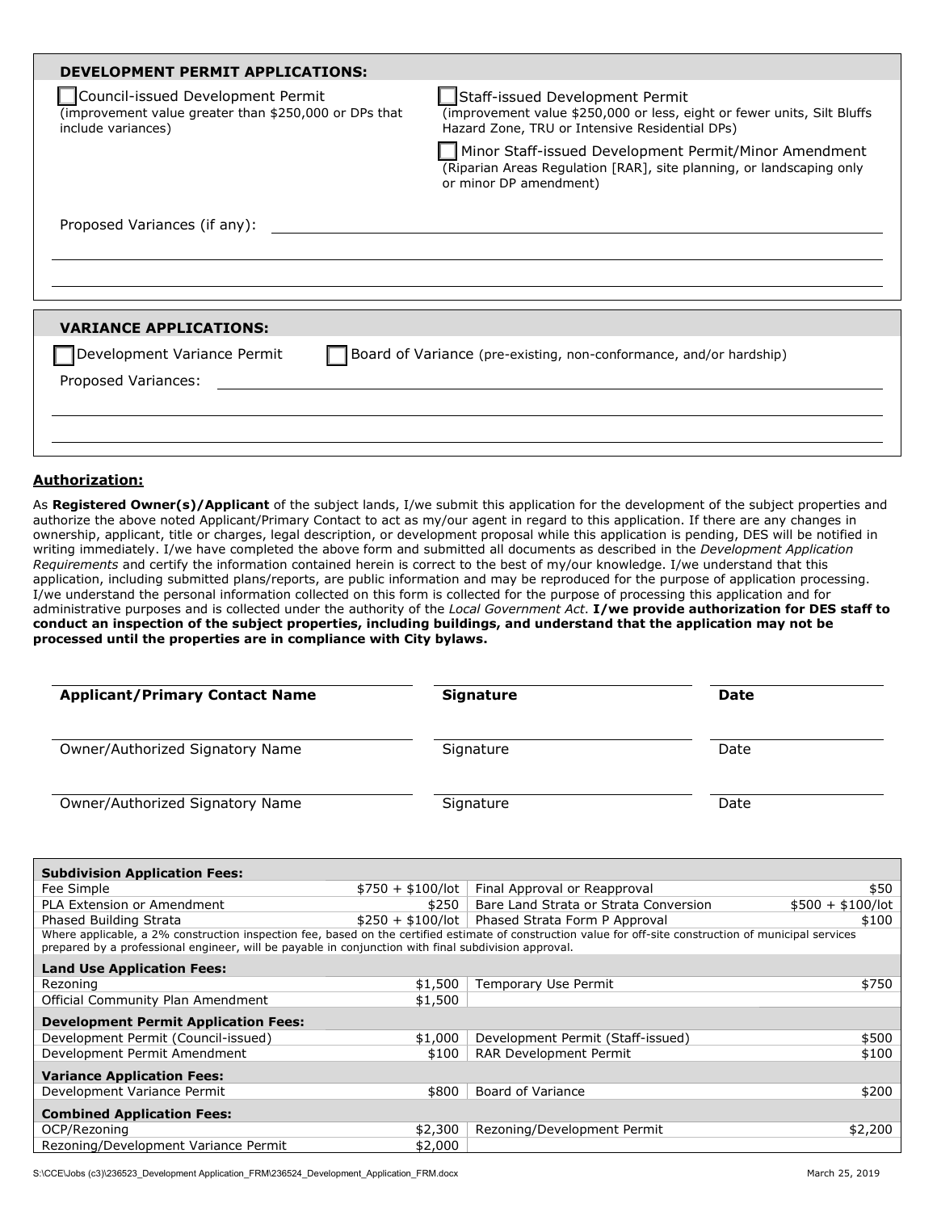## DEVELOPMENT PERMIT APPLICATIONS:

☐ Council-issued Development Permit
(improvement value greater than $250,000 or DPs that include variances)

☐ Staff-issued Development Permit
(improvement value $250,000 or less, eight or fewer units, Silt Bluffs Hazard Zone, TRU or Intensive Residential DPs)

☐ Minor Staff-issued Development Permit/Minor Amendment
(Riparian Areas Regulation [RAR], site planning, or landscaping only or minor DP amendment)

Proposed Variances (if any): ______________________________________________

______________________________________________

______________________________________________

## VARIANCE APPLICATIONS:

☐ Development Variance Permit ☐ Board of Variance (pre-existing, non-conformance, and/or hardship)

Proposed Variances: ______________________________________________

______________________________________________

______________________________________________

## Authorization:

As **Registered Owner(s)/Applicant** of the subject lands, I/we submit this application for the development of the subject properties and authorize the above noted Applicant/Primary Contact to act as my/our agent in regard to this application. If there are any changes in ownership, applicant, title or charges, legal description, or development proposal while this application is pending, DES will be notified in writing immediately. I/we have completed the above form and submitted all documents as described in the *Development Application Requirements* and certify the information contained herein is correct to the best of my/our knowledge. I/we understand that this application, including submitted plans/reports, are public information and may be reproduced for the purpose of application processing. I/we understand the personal information collected on this form is collected for the purpose of processing this application and for administrative purposes and is collected under the authority of the *Local Government Act*. **I/we provide authorization for DES staff to conduct an inspection of the subject properties, including buildings, and understand that the application may not be processed until the properties are in compliance with City bylaws.**

| **Applicant/Primary Contact Name** | **Signature** | **Date** |
|---|---|---|
| Owner/Authorized Signatory Name | Signature | Date |
| Owner/Authorized Signatory Name | Signature | Date |

| **Subdivision Application Fees:** | | | |
|---|---|---|---|
| Fee Simple | $750 + $100/lot | Final Approval or Reapproval | $50 |
| PLA Extension or Amendment | $250 | Bare Land Strata or Strata Conversion | $500 + $100/lot |
| Phased Building Strata | $250 + $100/lot | Phased Strata Form P Approval | $100 |
| Where applicable, a 2% construction inspection fee, based on the certified estimate of construction value for off-site construction of municipal services prepared by a professional engineer, will be payable in conjunction with final subdivision approval. | | | |
| **Land Use Application Fees:** | | | |
| Rezoning | $1,500 | Temporary Use Permit | $750 |
| Official Community Plan Amendment | $1,500 | | |
| **Development Permit Application Fees:** | | | |
| Development Permit (Council-issued) | $1,000 | Development Permit (Staff-issued) | $500 |
| Development Permit Amendment | $100 | RAR Development Permit | $100 |
| **Variance Application Fees:** | | | |
| Development Variance Permit | $800 | Board of Variance | $200 |
| **Combined Application Fees:** | | | |
| OCP/Rezoning | $2,300 | Rezoning/Development Permit | $2,200 |
| Rezoning/Development Variance Permit | $2,000 | | |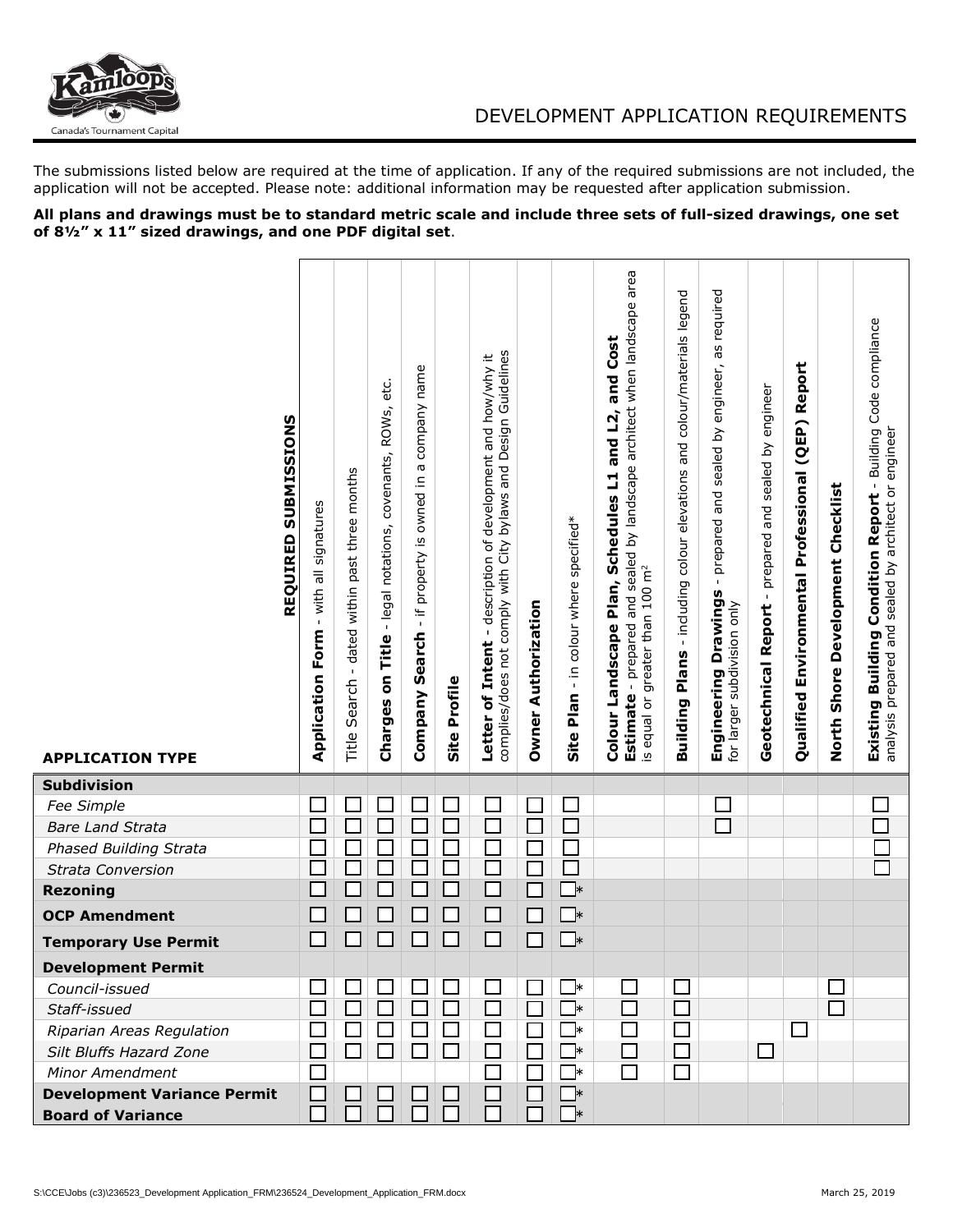# DEVELOPMENT APPLICATION REQUIREMENTS

The submissions listed below are required at the time of application. If any of the required submissions are not included, the application will not be accepted. Please note: additional information may be requested after application submission.

**All plans and drawings must be to standard metric scale and include three sets of full-sized drawings, one set of 8½" x 11" sized drawings, and one PDF digital set**.

| **APPLICATION TYPE** / **REQUIRED SUBMISSIONS** | **Application Form** - with all signatures | Title Search - dated within past three months | **Charges on Title** - legal notations, covenants, ROWs, etc. | **Company Search** - if property is owned in a company name | **Site Profile** | **Letter of Intent** - description of development and how/why it complies/does not comply with City bylaws and Design Guidelines | **Owner Authorization** | **Site Plan** - in colour where specified* | **Colour Landscape Plan, Schedules L1 and L2, and Cost Estimate** - prepared and sealed by landscape architect when landscape area is equal or greater than 100 m² | **Building Plans** - including colour elevations and colour/materials legend | **Engineering Drawings** - prepared and sealed by engineer, as required for larger subdivision only | **Geotechnical Report** - prepared and sealed by engineer | **Qualified Environmental Professional (QEP) Report** | **North Shore Development Checklist** | **Existing Building Condition Report** - Building Code compliance analysis prepared and sealed by architect or engineer |
|---|---|---|---|---|---|---|---|---|---|---|---|---|---|---|---|
| **Subdivision** | | | | | | | | | | | | | | | |
| *Fee Simple* | ☐ | ☐ | ☐ | ☐ | ☐ | ☐ | ☐ | ☐ | | | ☐ | | | | ☐ |
| *Bare Land Strata* | ☐ | ☐ | ☐ | ☐ | ☐ | ☐ | ☐ | ☐ | | | ☐ | | | | ☐ |
| *Phased Building Strata* | ☐ | ☐ | ☐ | ☐ | ☐ | ☐ | ☐ | ☐ | | | | | | | ☐ |
| *Strata Conversion* | ☐ | ☐ | ☐ | ☐ | ☐ | ☐ | ☐ | ☐ | | | | | | | ☐ |
| **Rezoning** | ☐ | ☐ | ☐ | ☐ | ☐ | ☐ | ☐ | ☐* | | | | | | | |
| **OCP Amendment** | ☐ | ☐ | ☐ | ☐ | ☐ | ☐ | ☐ | ☐* | | | | | | | |
| **Temporary Use Permit** | ☐ | ☐ | ☐ | ☐ | ☐ | ☐ | ☐ | ☐* | | | | | | | |
| **Development Permit** | | | | | | | | | | | | | | | |
| *Council-issued* | ☐ | ☐ | ☐ | ☐ | ☐ | ☐ | ☐ | ☐* | ☐ | ☐ | | | | ☐ | |
| *Staff-issued* | ☐ | ☐ | ☐ | ☐ | ☐ | ☐ | ☐ | ☐* | ☐ | ☐ | | | | ☐ | |
| *Riparian Areas Regulation* | ☐ | ☐ | ☐ | ☐ | ☐ | ☐ | ☐ | ☐* | ☐ | ☐ | | | ☐ | | |
| *Silt Bluffs Hazard Zone* | ☐ | ☐ | ☐ | ☐ | ☐ | ☐ | ☐ | ☐* | ☐ | ☐ | | ☐ | | | |
| *Minor Amendment* | ☐ | | | | | ☐ | ☐ | ☐* | ☐ | ☐ | | | | | |
| **Development Variance Permit** | ☐ | ☐ | ☐ | ☐ | ☐ | ☐ | ☐ | ☐* | | | | | | | |
| **Board of Variance** | ☐ | ☐ | ☐ | ☐ | ☐ | ☐ | ☐ | ☐* | | | | | | | |

S:\CCE\Jobs (c3)\236523_Development Application_FRM\236524_Development_Application_FRM.docx

March 25, 2019